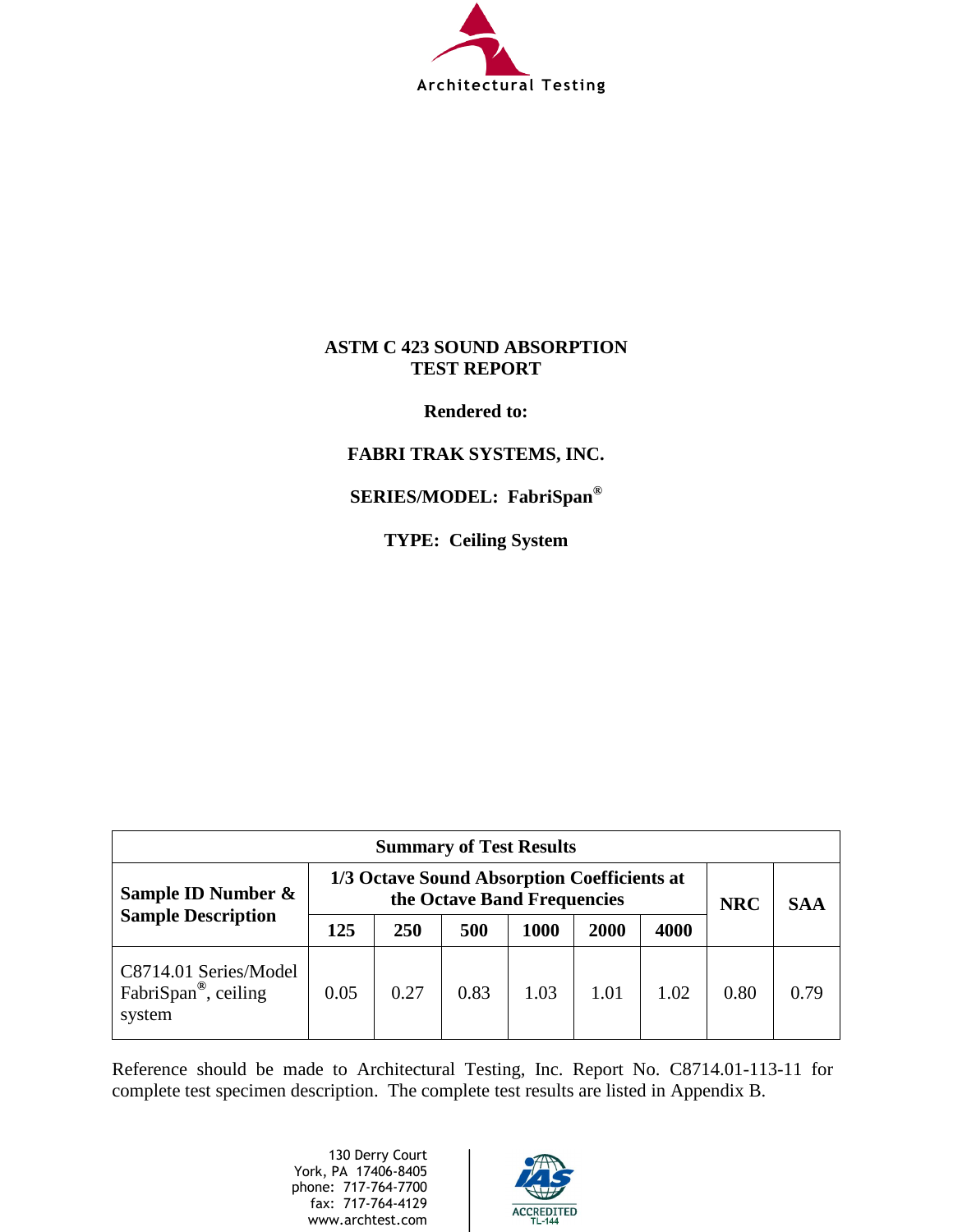Architectural Testing

# ASTM C 423 SOUND ABSORPTION TEST REPORT

**Rendered to:**

**FABRI TRAK SYSTEMS, INC.**

**SERIES/MODEL: FabriSpan®**

**TYPE: Ceiling System**

| Summary of Test Results | | | | | | | | |
|---|---|---|---|---|---|---|---|---|
| **Sample ID Number & Sample Description** | **1/3 Octave Sound Absorption Coefficients at the Octave Band Frequencies** | | | | | | **NRC** | **SAA** |
| | **125** | **250** | **500** | **1000** | **2000** | **4000** | | |
| C8714.01 Series/Model FabriSpan®, ceiling system | 0.05 | 0.27 | 0.83 | 1.03 | 1.01 | 1.02 | 0.80 | 0.79 |

Reference should be made to Architectural Testing, Inc. Report No. C8714.01-113-11 for complete test specimen description. The complete test results are listed in Appendix B.

130 Derry Court
York, PA 17406-8405
phone: 717-764-7700
fax: 717-764-4129
www.archtest.com

IAS ACCREDITED TL-144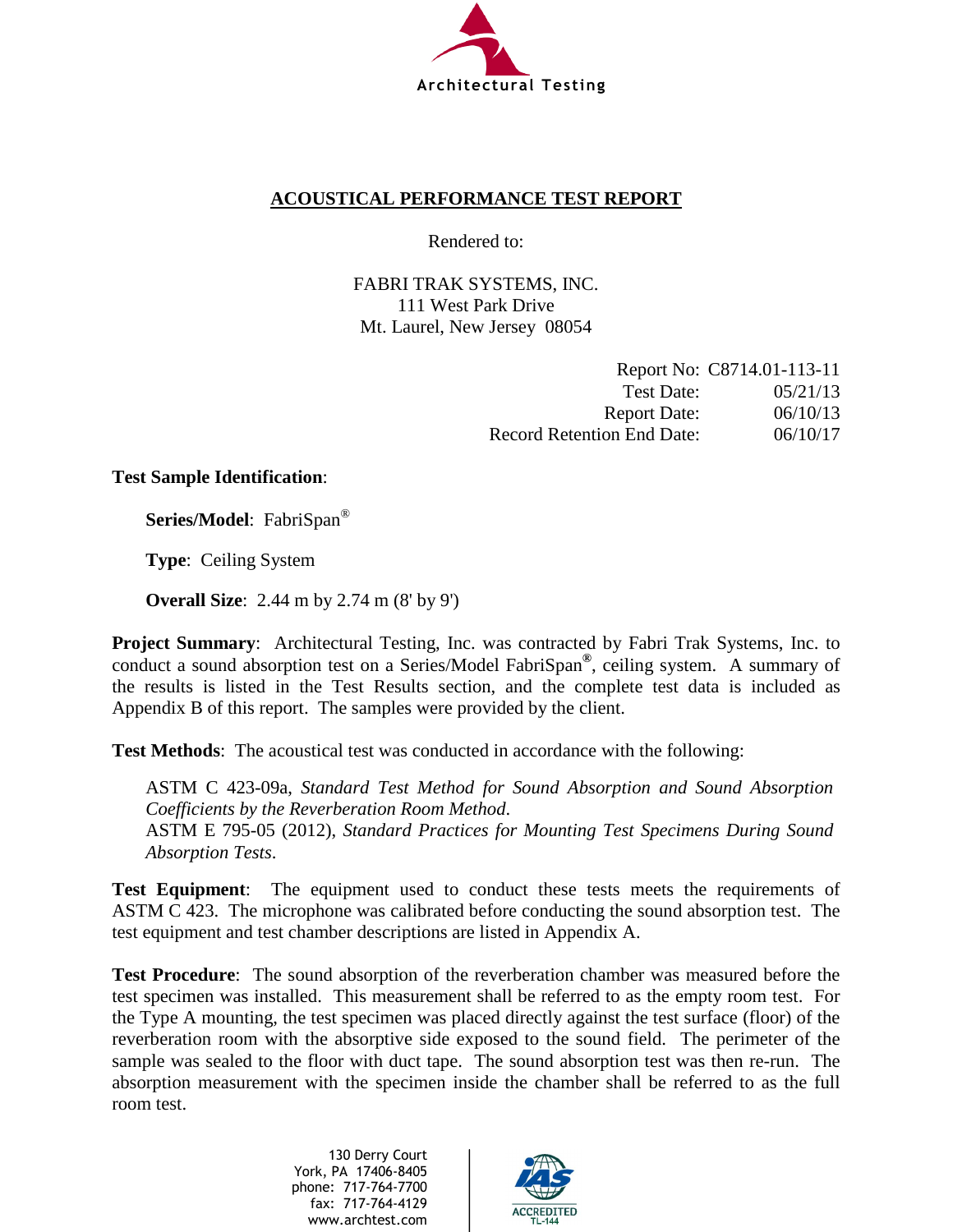## ACOUSTICAL PERFORMANCE TEST REPORT

Rendered to:

FABRI TRAK SYSTEMS, INC.
111 West Park Drive
Mt. Laurel, New Jersey 08054

| | |
|---|---|
| Report No: | C8714.01-113-11 |
| Test Date: | 05/21/13 |
| Report Date: | 06/10/13 |
| Record Retention End Date: | 06/10/17 |

**Test Sample Identification**:

**Series/Model**: FabriSpan®

**Type**: Ceiling System

**Overall Size**: 2.44 m by 2.74 m (8' by 9')

**Project Summary**: Architectural Testing, Inc. was contracted by Fabri Trak Systems, Inc. to conduct a sound absorption test on a Series/Model FabriSpan®, ceiling system. A summary of the results is listed in the Test Results section, and the complete test data is included as Appendix B of this report. The samples were provided by the client.

**Test Methods**: The acoustical test was conducted in accordance with the following:

ASTM C 423-09a, *Standard Test Method for Sound Absorption and Sound Absorption Coefficients by the Reverberation Room Method.*
ASTM E 795-05 (2012), *Standard Practices for Mounting Test Specimens During Sound Absorption Tests*.

**Test Equipment**: The equipment used to conduct these tests meets the requirements of ASTM C 423. The microphone was calibrated before conducting the sound absorption test. The test equipment and test chamber descriptions are listed in Appendix A.

**Test Procedure**: The sound absorption of the reverberation chamber was measured before the test specimen was installed. This measurement shall be referred to as the empty room test. For the Type A mounting, the test specimen was placed directly against the test surface (floor) of the reverberation room with the absorptive side exposed to the sound field. The perimeter of the sample was sealed to the floor with duct tape. The sound absorption test was then re-run. The absorption measurement with the specimen inside the chamber shall be referred to as the full room test.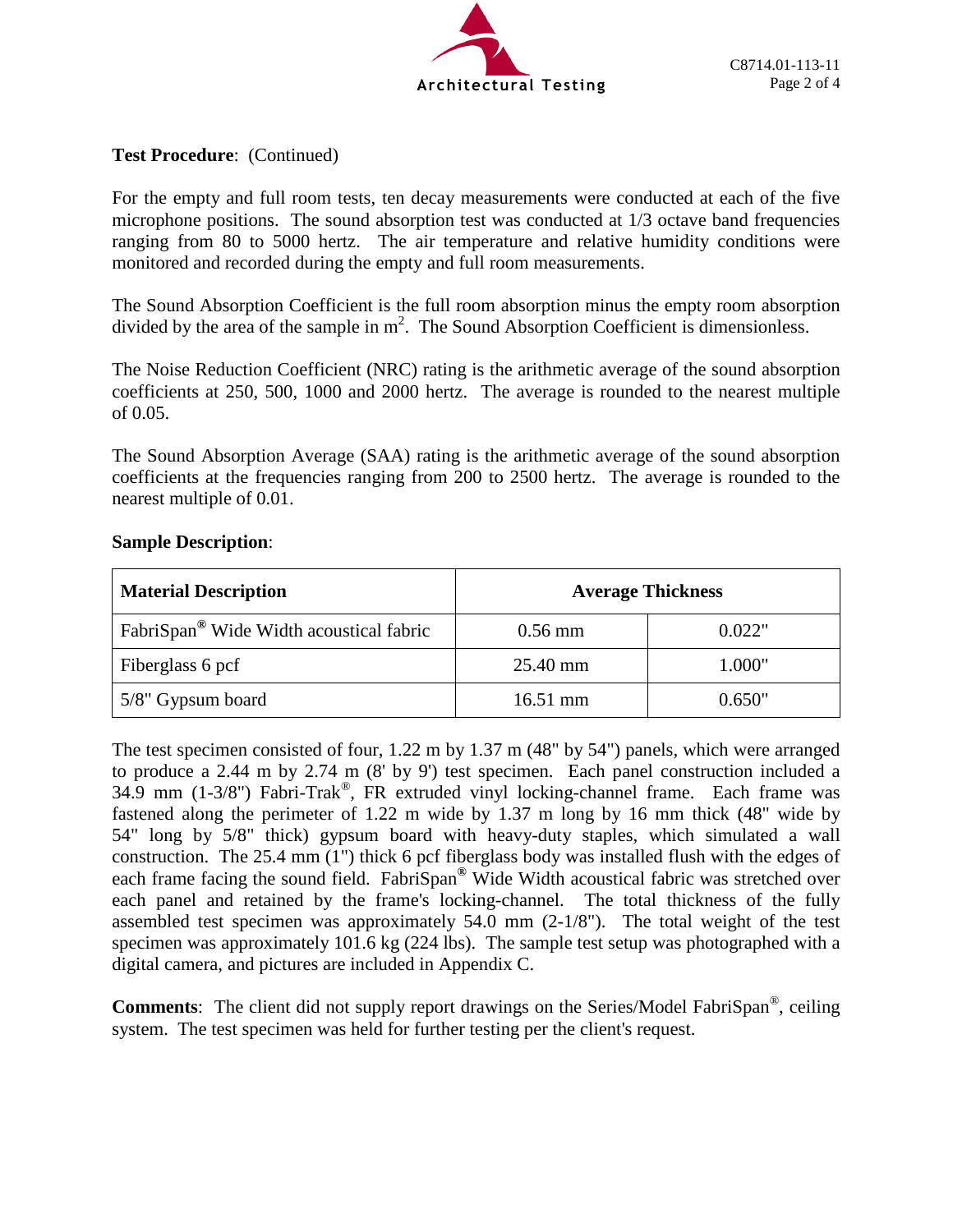**Test Procedure**: (Continued)

For the empty and full room tests, ten decay measurements were conducted at each of the five microphone positions. The sound absorption test was conducted at 1/3 octave band frequencies ranging from 80 to 5000 hertz. The air temperature and relative humidity conditions were monitored and recorded during the empty and full room measurements.

The Sound Absorption Coefficient is the full room absorption minus the empty room absorption divided by the area of the sample in $m^2$. The Sound Absorption Coefficient is dimensionless.

The Noise Reduction Coefficient (NRC) rating is the arithmetic average of the sound absorption coefficients at 250, 500, 1000 and 2000 hertz. The average is rounded to the nearest multiple of 0.05.

The Sound Absorption Average (SAA) rating is the arithmetic average of the sound absorption coefficients at the frequencies ranging from 200 to 2500 hertz. The average is rounded to the nearest multiple of 0.01.

**Sample Description**:

| Material Description | Average Thickness | |
|---|---|---|
| FabriSpan® Wide Width acoustical fabric | 0.56 mm | 0.022" |
| Fiberglass 6 pcf | 25.40 mm | 1.000" |
| 5/8" Gypsum board | 16.51 mm | 0.650" |

The test specimen consisted of four, 1.22 m by 1.37 m (48" by 54") panels, which were arranged to produce a 2.44 m by 2.74 m (8' by 9') test specimen. Each panel construction included a 34.9 mm (1-3/8") Fabri-Trak®, FR extruded vinyl locking-channel frame. Each frame was fastened along the perimeter of 1.22 m wide by 1.37 m long by 16 mm thick (48" wide by 54" long by 5/8" thick) gypsum board with heavy-duty staples, which simulated a wall construction. The 25.4 mm (1") thick 6 pcf fiberglass body was installed flush with the edges of each frame facing the sound field. FabriSpan® Wide Width acoustical fabric was stretched over each panel and retained by the frame's locking-channel. The total thickness of the fully assembled test specimen was approximately 54.0 mm (2-1/8"). The total weight of the test specimen was approximately 101.6 kg (224 lbs). The sample test setup was photographed with a digital camera, and pictures are included in Appendix C.

**Comments**: The client did not supply report drawings on the Series/Model FabriSpan®, ceiling system. The test specimen was held for further testing per the client's request.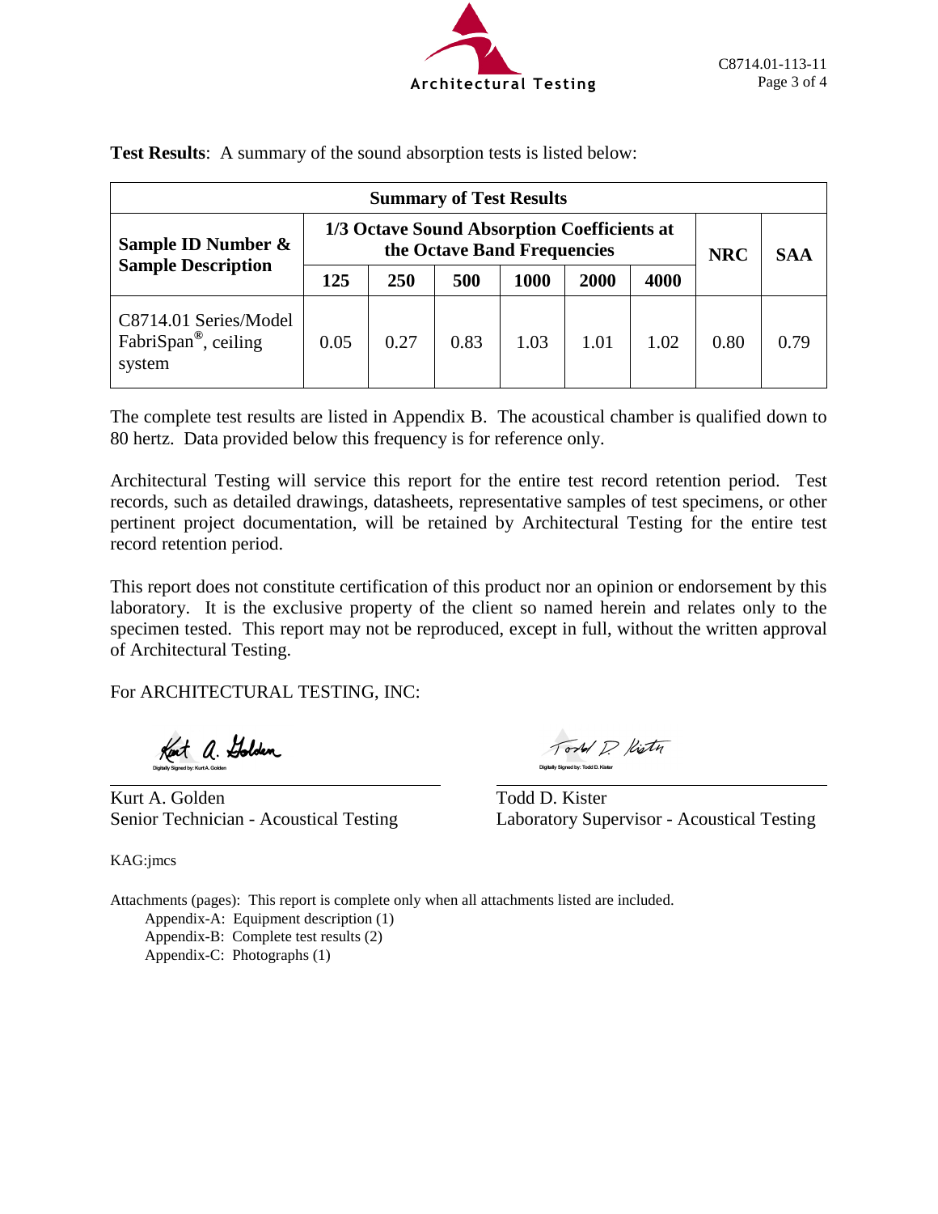**Test Results**: A summary of the sound absorption tests is listed below:

| Summary of Test Results | | | | | | | | |
|---|---|---|---|---|---|---|---|---|
| **Sample ID Number & Sample Description** | **1/3 Octave Sound Absorption Coefficients at the Octave Band Frequencies** | | | | | | **NRC** | **SAA** |
| | **125** | **250** | **500** | **1000** | **2000** | **4000** | | |
| C8714.01 Series/Model FabriSpan®, ceiling system | 0.05 | 0.27 | 0.83 | 1.03 | 1.01 | 1.02 | 0.80 | 0.79 |

The complete test results are listed in Appendix B. The acoustical chamber is qualified down to 80 hertz. Data provided below this frequency is for reference only.

Architectural Testing will service this report for the entire test record retention period. Test records, such as detailed drawings, datasheets, representative samples of test specimens, or other pertinent project documentation, will be retained by Architectural Testing for the entire test record retention period.

This report does not constitute certification of this product nor an opinion or endorsement by this laboratory. It is the exclusive property of the client so named herein and relates only to the specimen tested. This report may not be reproduced, except in full, without the written approval of Architectural Testing.

For ARCHITECTURAL TESTING, INC:

Digitally Signed by: Kurt A. Golden

Kurt A. Golden
Senior Technician - Acoustical Testing

Digitally Signed by: Todd D. Kister

Todd D. Kister
Laboratory Supervisor - Acoustical Testing

KAG:jmcs

Attachments (pages): This report is complete only when all attachments listed are included.
Appendix-A: Equipment description (1)
Appendix-B: Complete test results (2)
Appendix-C: Photographs (1)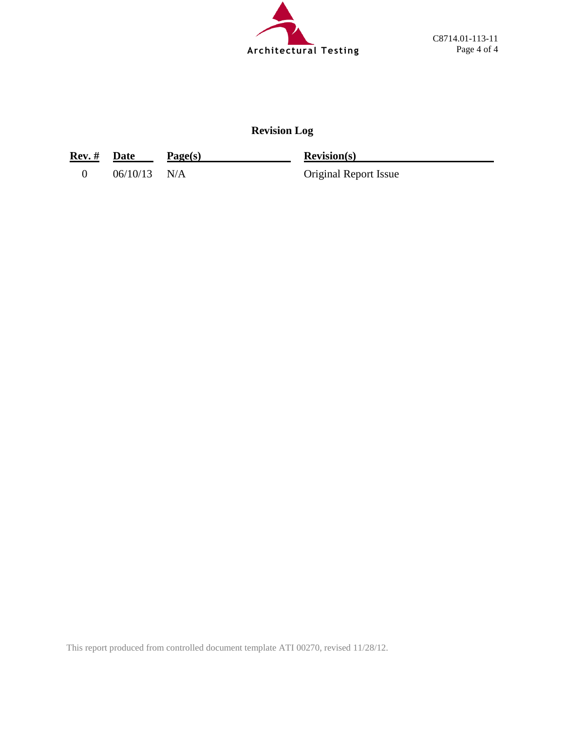## Revision Log

| Rev. # | Date | Page(s) | Revision(s) |
|---|---|---|---|
| 0 | 06/10/13 | N/A | Original Report Issue |

This report produced from controlled document template ATI 00270, revised 11/28/12.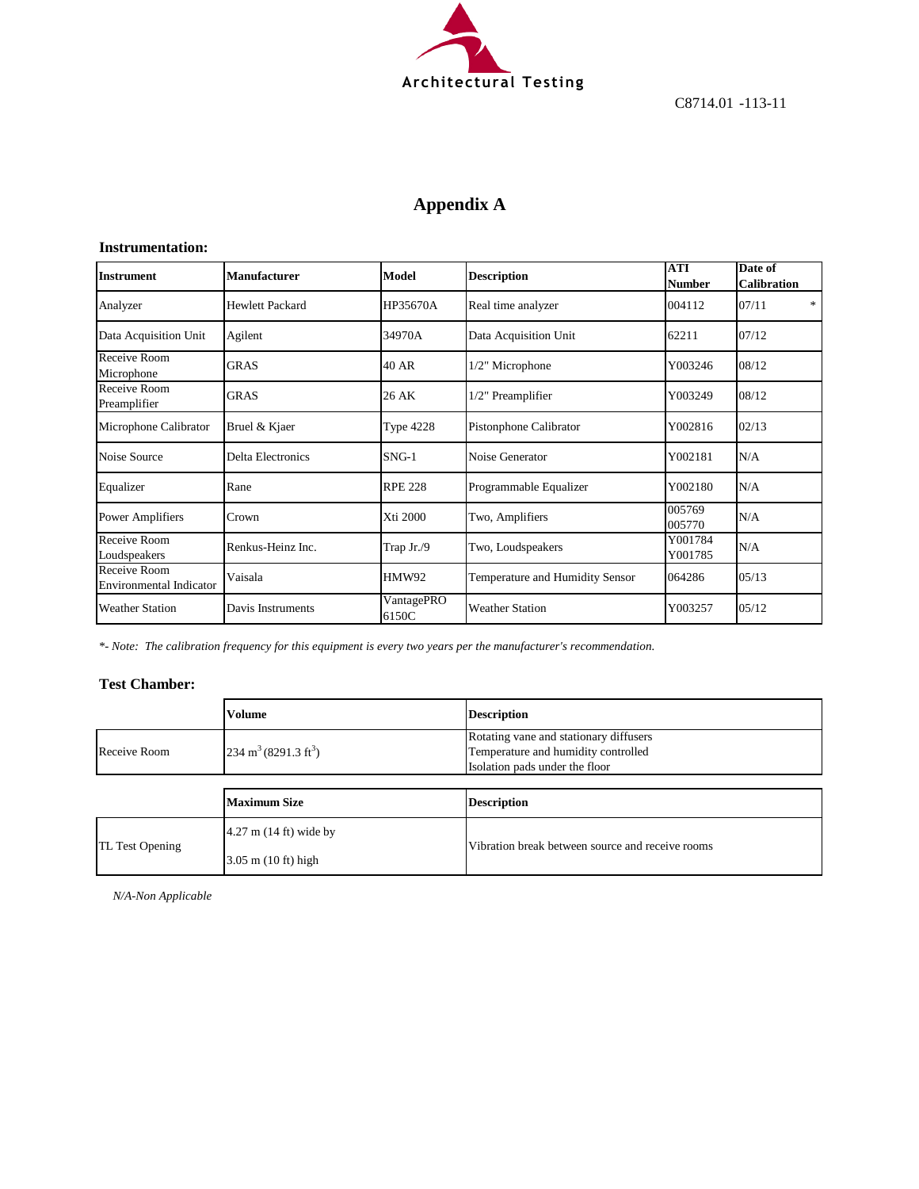C8714.01 -113-11

# Appendix A

### Instrumentation:

| Instrument | Manufacturer | Model | Description | ATI Number | Date of Calibration |
|---|---|---|---|---|---|
| Analyzer | Hewlett Packard | HP35670A | Real time analyzer | 004112 | 07/11 * |
| Data Acquisition Unit | Agilent | 34970A | Data Acquisition Unit | 62211 | 07/12 |
| Receive Room Microphone | GRAS | 40 AR | 1/2" Microphone | Y003246 | 08/12 |
| Receive Room Preamplifier | GRAS | 26 AK | 1/2" Preamplifier | Y003249 | 08/12 |
| Microphone Calibrator | Bruel & Kjaer | Type 4228 | Pistonphone Calibrator | Y002816 | 02/13 |
| Noise Source | Delta Electronics | SNG-1 | Noise Generator | Y002181 | N/A |
| Equalizer | Rane | RPE 228 | Programmable Equalizer | Y002180 | N/A |
| Power Amplifiers | Crown | Xti 2000 | Two, Amplifiers | 005769 005770 | N/A |
| Receive Room Loudspeakers | Renkus-Heinz Inc. | Trap Jr./9 | Two, Loudspeakers | Y001784 Y001785 | N/A |
| Receive Room Environmental Indicator | Vaisala | HMW92 | Temperature and Humidity Sensor | 064286 | 05/13 |
| Weather Station | Davis Instruments | VantagePRO 6150C | Weather Station | Y003257 | 05/12 |

*\*- Note: The calibration frequency for this equipment is every two years per the manufacturer's recommendation.*

### Test Chamber:

| | Volume | Description |
|---|---|---|
| Receive Room | 234 $m^3$ (8291.3 $ft^3$) | Rotating vane and stationary diffusers<br>Temperature and humidity controlled<br>Isolation pads under the floor |

| | Maximum Size | Description |
|---|---|---|
| TL Test Opening | 4.27 m (14 ft) wide by<br>3.05 m (10 ft) high | Vibration break between source and receive rooms |

*N/A-Non Applicable*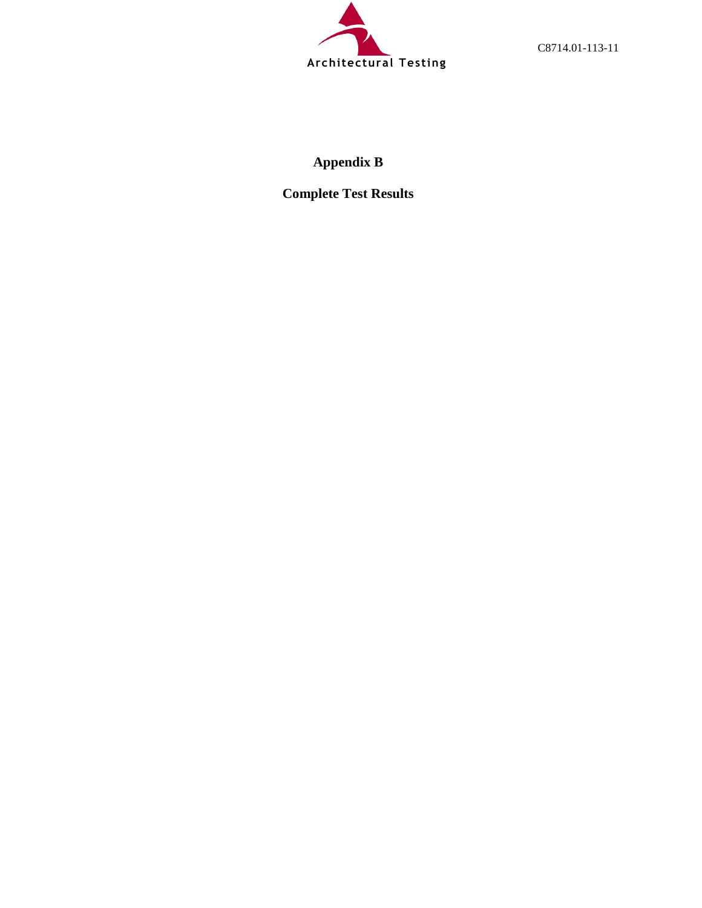# Appendix B

## Complete Test Results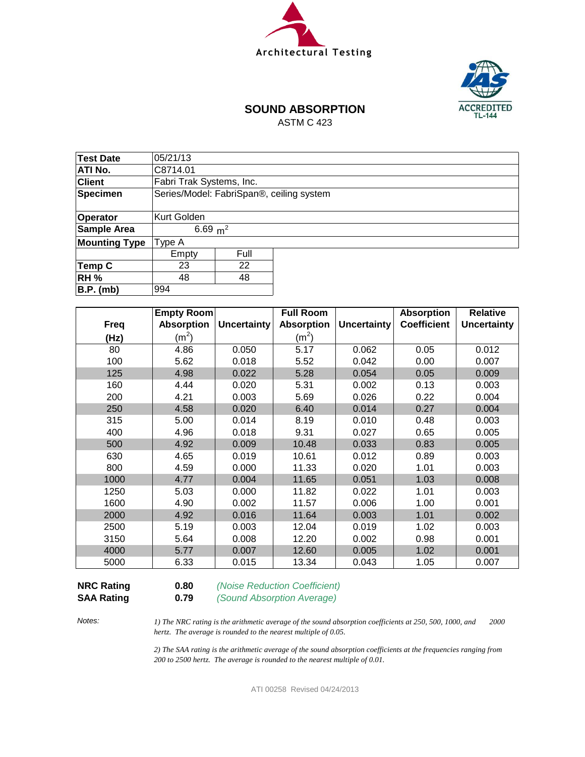Architectural Testing

ACCREDITED TL-144

# SOUND ABSORPTION

ASTM C 423

| | | |
|---|---|---|
| **Test Date** | 05/21/13 | |
| **ATI No.** | C8714.01 | |
| **Client** | Fabri Trak Systems, Inc. | |
| **Specimen** | Series/Model: FabriSpan®, ceiling system | |
| **Operator** | Kurt Golden | |
| **Sample Area** | 6.69 $m^2$ | |
| **Mounting Type** | Type A | |
| | Empty | Full |
| **Temp C** | 23 | 22 |
| **RH %** | 48 | 48 |
| **B.P. (mb)** | 994 | |

| Freq (Hz) | Empty Room Absorption ($m^2$) | Uncertainty | Full Room Absorption ($m^2$) | Uncertainty | Absorption Coefficient | Relative Uncertainty |
|---|---|---|---|---|---|---|
| 80 | 4.86 | 0.050 | 5.17 | 0.062 | 0.05 | 0.012 |
| 100 | 5.62 | 0.018 | 5.52 | 0.042 | 0.00 | 0.007 |
| 125 | 4.98 | 0.022 | 5.28 | 0.054 | 0.05 | 0.009 |
| 160 | 4.44 | 0.020 | 5.31 | 0.002 | 0.13 | 0.003 |
| 200 | 4.21 | 0.003 | 5.69 | 0.026 | 0.22 | 0.004 |
| 250 | 4.58 | 0.020 | 6.40 | 0.014 | 0.27 | 0.004 |
| 315 | 5.00 | 0.014 | 8.19 | 0.010 | 0.48 | 0.003 |
| 400 | 4.96 | 0.018 | 9.31 | 0.027 | 0.65 | 0.005 |
| 500 | 4.92 | 0.009 | 10.48 | 0.033 | 0.83 | 0.005 |
| 630 | 4.65 | 0.019 | 10.61 | 0.012 | 0.89 | 0.003 |
| 800 | 4.59 | 0.000 | 11.33 | 0.020 | 1.01 | 0.003 |
| 1000 | 4.77 | 0.004 | 11.65 | 0.051 | 1.03 | 0.008 |
| 1250 | 5.03 | 0.000 | 11.82 | 0.022 | 1.01 | 0.003 |
| 1600 | 4.90 | 0.002 | 11.57 | 0.006 | 1.00 | 0.001 |
| 2000 | 4.92 | 0.016 | 11.64 | 0.003 | 1.01 | 0.002 |
| 2500 | 5.19 | 0.003 | 12.04 | 0.019 | 1.02 | 0.003 |
| 3150 | 5.64 | 0.008 | 12.20 | 0.002 | 0.98 | 0.001 |
| 4000 | 5.77 | 0.007 | 12.60 | 0.005 | 1.02 | 0.001 |
| 5000 | 6.33 | 0.015 | 13.34 | 0.043 | 1.05 | 0.007 |

**NRC Rating** **0.80** *(Noise Reduction Coefficient)*

**SAA Rating** **0.79** *(Sound Absorption Average)*

*Notes:*

*1) The NRC rating is the arithmetic average of the sound absorption coefficients at 250, 500, 1000, and 2000 hertz. The average is rounded to the nearest multiple of 0.05.*

*2) The SAA rating is the arithmetic average of the sound absorption coefficients at the frequencies ranging from 200 to 2500 hertz. The average is rounded to the nearest multiple of 0.01.*

ATI 00258 Revised 04/24/2013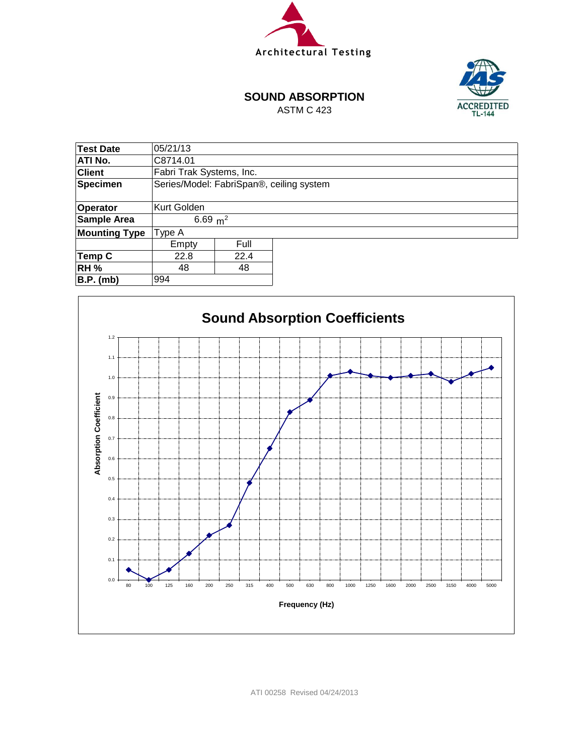Architectural Testing

## SOUND ABSORPTION

ASTM C 423

IAS ACCREDITED TL-144

| Test Date | 05/21/13 | |
|---|---|---|
| ATI No. | C8714.01 | |
| Client | Fabri Trak Systems, Inc. | |
| Specimen | Series/Model: FabriSpan®, ceiling system | |
| Operator | Kurt Golden | |
| Sample Area | 6.69 $m^2$ | |
| Mounting Type | Type A | |
| | Empty | Full |
| Temp C | 22.8 | 22.4 |
| RH % | 48 | 48 |
| B.P. (mb) | 994 | |

### Sound Absorption Coefficients

Absorption Coefficient (0.0–1.2) vs. Frequency (Hz): 80, 100, 125, 160, 200, 250, 315, 400, 500, 630, 800, 1000, 1250, 1600, 2000, 2500, 3150, 4000, 5000

ATI 00258 Revised 04/24/2013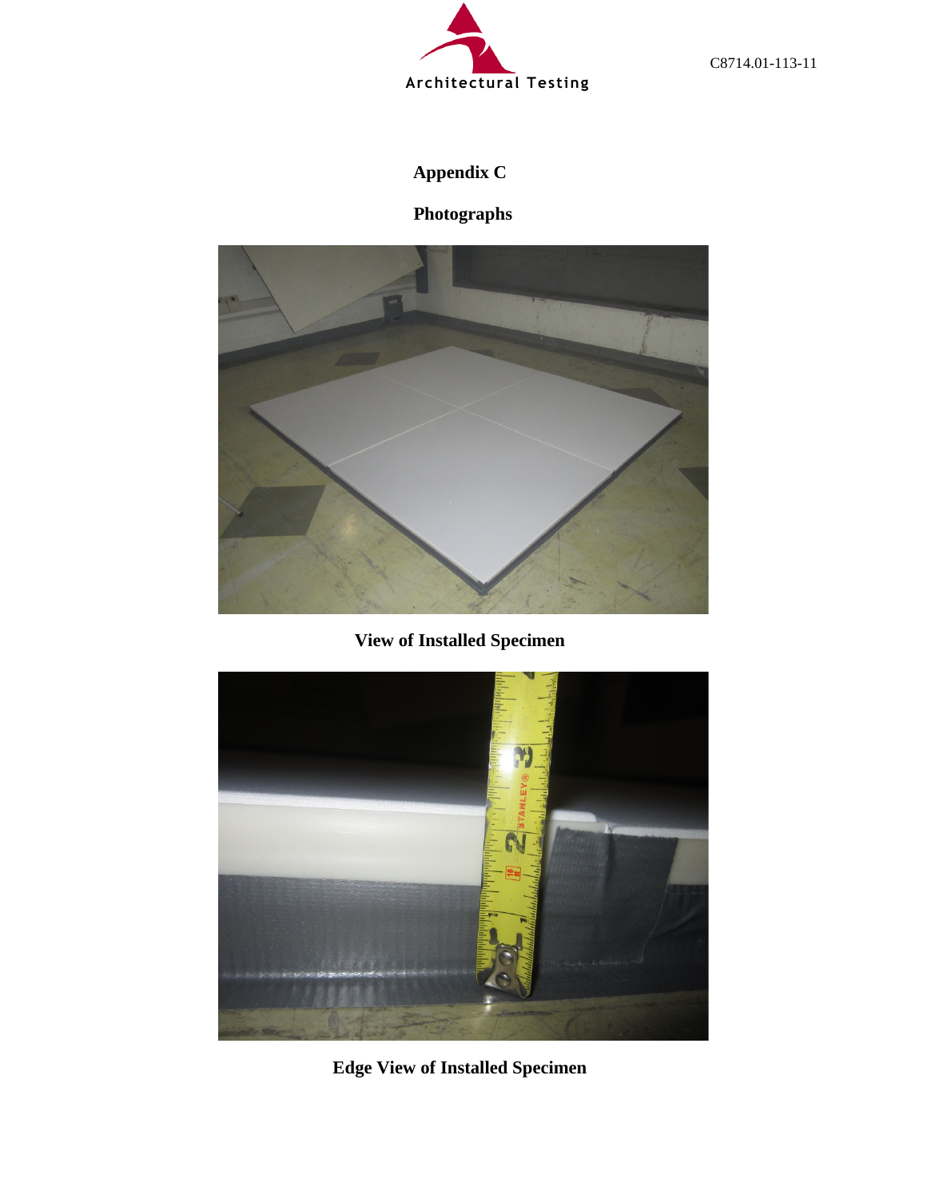# Appendix C

## Photographs

View of Installed Specimen

Edge View of Installed Specimen